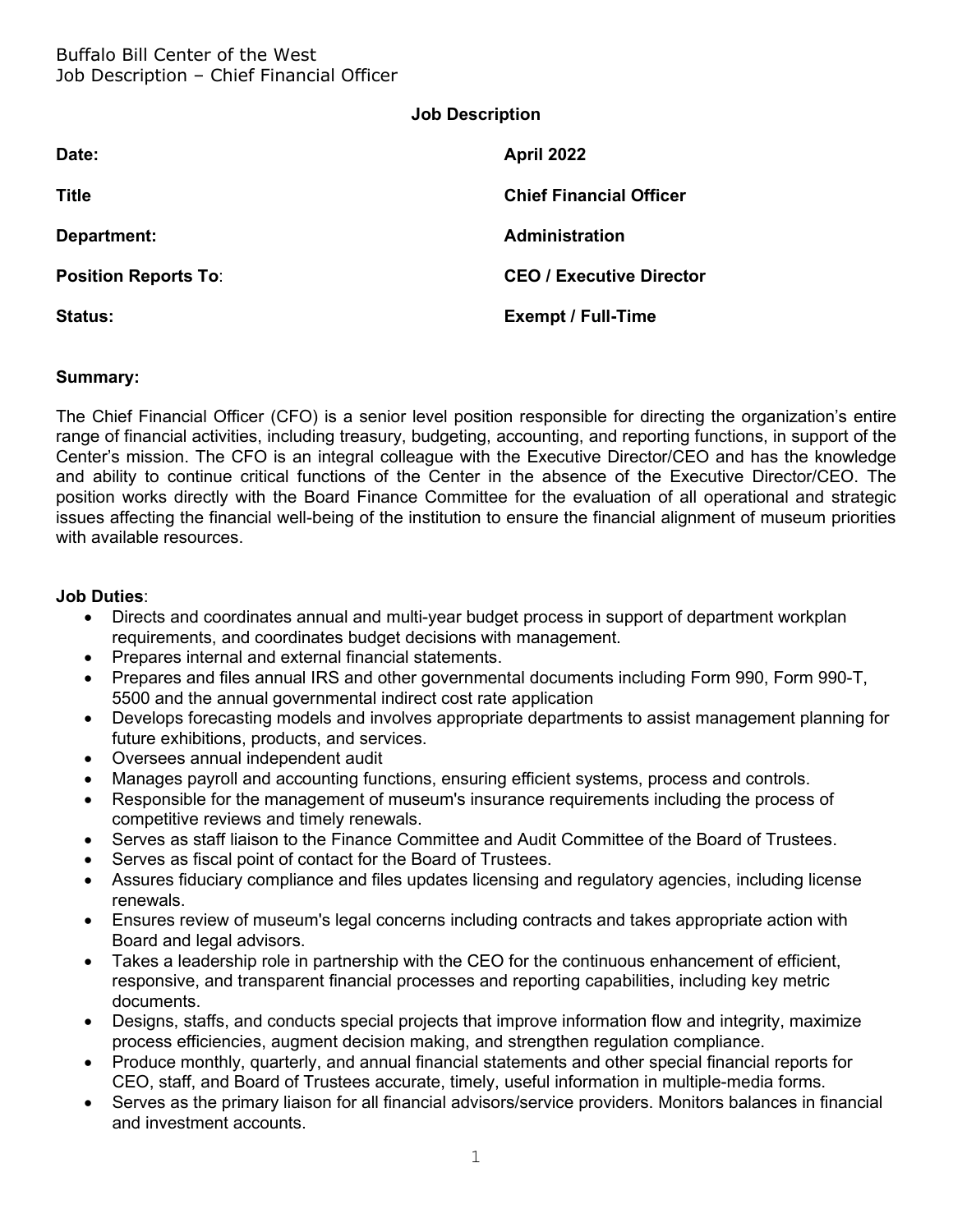Buffalo Bill Center of the West
Job Description – Chief Financial Officer

**Job Description**

| | |
|---|---|
| **Date:** | **April 2022** |
| **Title** | **Chief Financial Officer** |
| **Department:** | **Administration** |
| **Position Reports To**: | **CEO / Executive Director** |
| **Status:** | **Exempt / Full-Time** |

**Summary:**

The Chief Financial Officer (CFO) is a senior level position responsible for directing the organization's entire range of financial activities, including treasury, budgeting, accounting, and reporting functions, in support of the Center's mission. The CFO is an integral colleague with the Executive Director/CEO and has the knowledge and ability to continue critical functions of the Center in the absence of the Executive Director/CEO. The position works directly with the Board Finance Committee for the evaluation of all operational and strategic issues affecting the financial well-being of the institution to ensure the financial alignment of museum priorities with available resources.

**Job Duties**:

- Directs and coordinates annual and multi-year budget process in support of department workplan requirements, and coordinates budget decisions with management.
- Prepares internal and external financial statements.
- Prepares and files annual IRS and other governmental documents including Form 990, Form 990-T, 5500 and the annual governmental indirect cost rate application
- Develops forecasting models and involves appropriate departments to assist management planning for future exhibitions, products, and services.
- Oversees annual independent audit
- Manages payroll and accounting functions, ensuring efficient systems, process and controls.
- Responsible for the management of museum's insurance requirements including the process of competitive reviews and timely renewals.
- Serves as staff liaison to the Finance Committee and Audit Committee of the Board of Trustees.
- Serves as fiscal point of contact for the Board of Trustees.
- Assures fiduciary compliance and files updates licensing and regulatory agencies, including license renewals.
- Ensures review of museum's legal concerns including contracts and takes appropriate action with Board and legal advisors.
- Takes a leadership role in partnership with the CEO for the continuous enhancement of efficient, responsive, and transparent financial processes and reporting capabilities, including key metric documents.
- Designs, staffs, and conducts special projects that improve information flow and integrity, maximize process efficiencies, augment decision making, and strengthen regulation compliance.
- Produce monthly, quarterly, and annual financial statements and other special financial reports for CEO, staff, and Board of Trustees accurate, timely, useful information in multiple-media forms.
- Serves as the primary liaison for all financial advisors/service providers. Monitors balances in financial and investment accounts.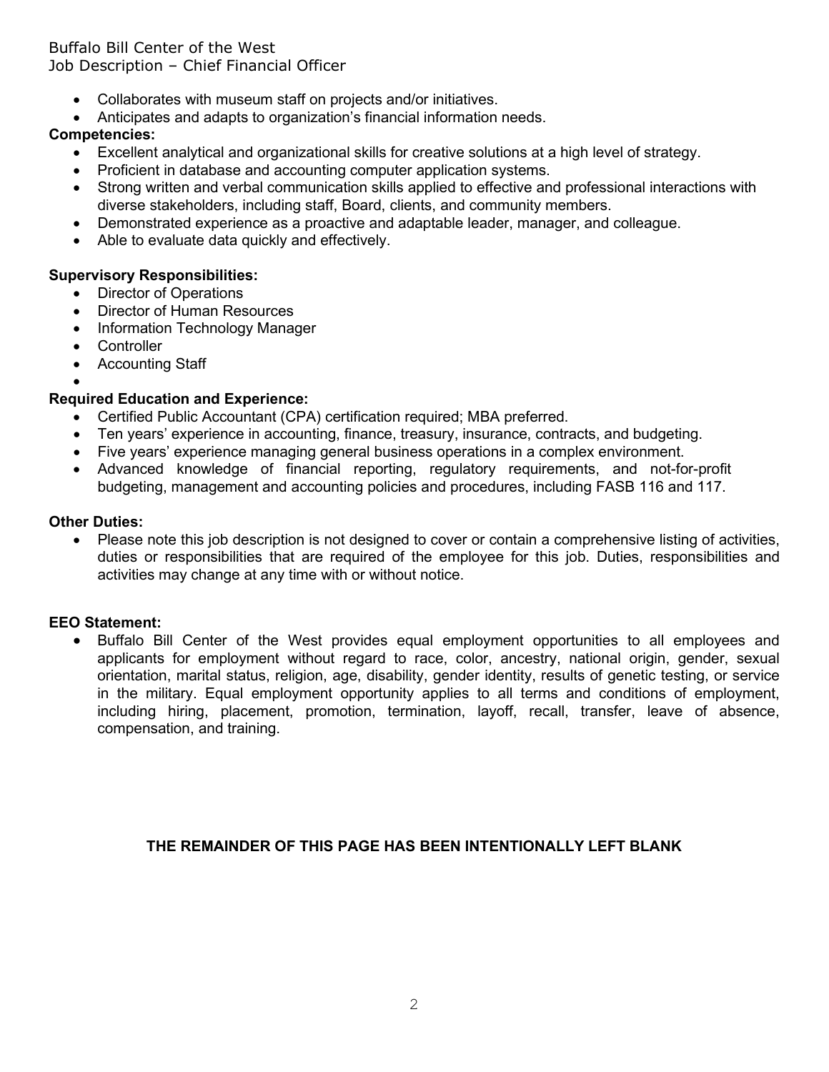- Collaborates with museum staff on projects and/or initiatives.
- Anticipates and adapts to organization's financial information needs.

**Competencies:**

- Excellent analytical and organizational skills for creative solutions at a high level of strategy.
- Proficient in database and accounting computer application systems.
- Strong written and verbal communication skills applied to effective and professional interactions with diverse stakeholders, including staff, Board, clients, and community members.
- Demonstrated experience as a proactive and adaptable leader, manager, and colleague.
- Able to evaluate data quickly and effectively.

**Supervisory Responsibilities:**

- Director of Operations
- Director of Human Resources
- Information Technology Manager
- Controller
- Accounting Staff

**Required Education and Experience:**

- Certified Public Accountant (CPA) certification required; MBA preferred.
- Ten years' experience in accounting, finance, treasury, insurance, contracts, and budgeting.
- Five years' experience managing general business operations in a complex environment.
- Advanced knowledge of financial reporting, regulatory requirements, and not-for-profit budgeting, management and accounting policies and procedures, including FASB 116 and 117.

**Other Duties:**

- Please note this job description is not designed to cover or contain a comprehensive listing of activities, duties or responsibilities that are required of the employee for this job. Duties, responsibilities and activities may change at any time with or without notice.

**EEO Statement:**

- Buffalo Bill Center of the West provides equal employment opportunities to all employees and applicants for employment without regard to race, color, ancestry, national origin, gender, sexual orientation, marital status, religion, age, disability, gender identity, results of genetic testing, or service in the military. Equal employment opportunity applies to all terms and conditions of employment, including hiring, placement, promotion, termination, layoff, recall, transfer, leave of absence, compensation, and training.

**THE REMAINDER OF THIS PAGE HAS BEEN INTENTIONALLY LEFT BLANK**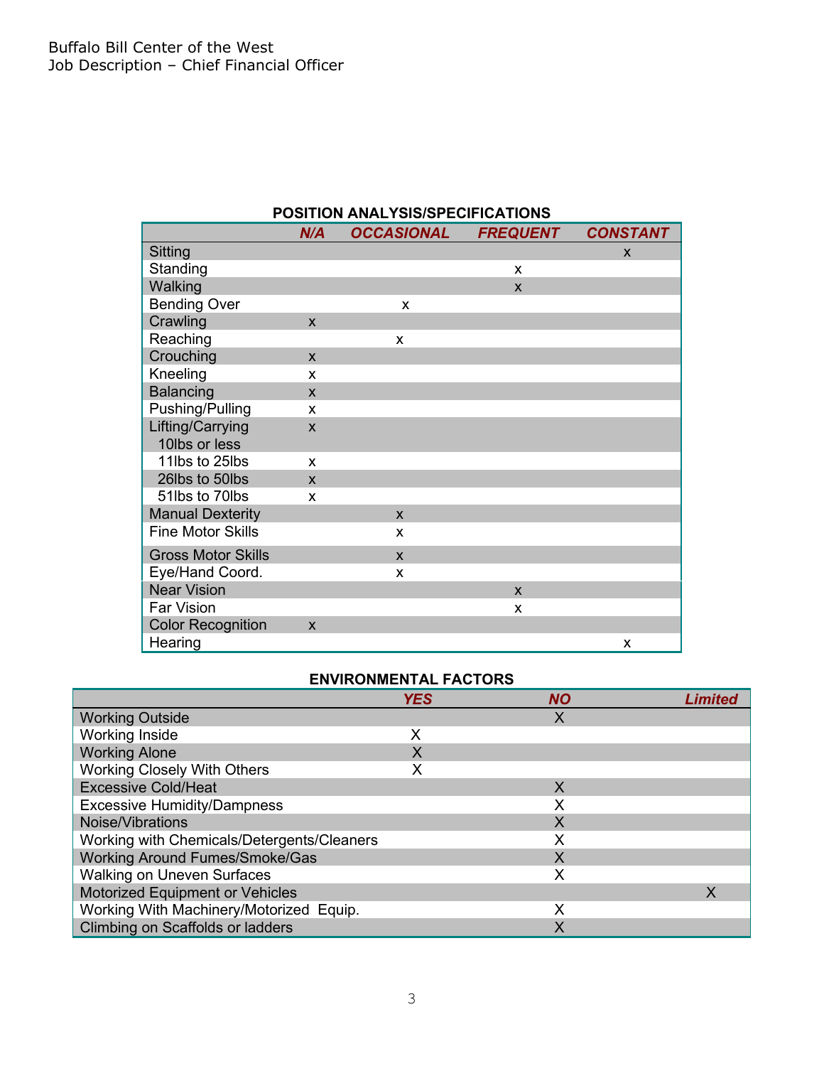## POSITION ANALYSIS/SPECIFICATIONS

| | N/A | OCCASIONAL | FREQUENT | CONSTANT |
|---|---|---|---|---|
| Sitting | | | | x |
| Standing | | | x | |
| Walking | | | x | |
| Bending Over | | x | | |
| Crawling | x | | | |
| Reaching | | x | | |
| Crouching | x | | | |
| Kneeling | x | | | |
| Balancing | x | | | |
| Pushing/Pulling | x | | | |
| Lifting/Carrying 10lbs or less | x | | | |
| 11lbs to 25lbs | x | | | |
| 26lbs to 50lbs | x | | | |
| 51lbs to 70lbs | x | | | |
| Manual Dexterity | | x | | |
| Fine Motor Skills | | x | | |
| Gross Motor Skills | | x | | |
| Eye/Hand Coord. | | x | | |
| Near Vision | | | x | |
| Far Vision | | | x | |
| Color Recognition | x | | | |
| Hearing | | | | x |

## ENVIRONMENTAL FACTORS

| | YES | NO | Limited |
|---|---|---|---|
| Working Outside | | X | |
| Working Inside | X | | |
| Working Alone | X | | |
| Working Closely With Others | X | | |
| Excessive Cold/Heat | | X | |
| Excessive Humidity/Dampness | | X | |
| Noise/Vibrations | | X | |
| Working with Chemicals/Detergents/Cleaners | | X | |
| Working Around Fumes/Smoke/Gas | | X | |
| Walking on Uneven Surfaces | | X | |
| Motorized Equipment or Vehicles | | | X |
| Working With Machinery/Motorized Equip. | | X | |
| Climbing on Scaffolds or ladders | | X | |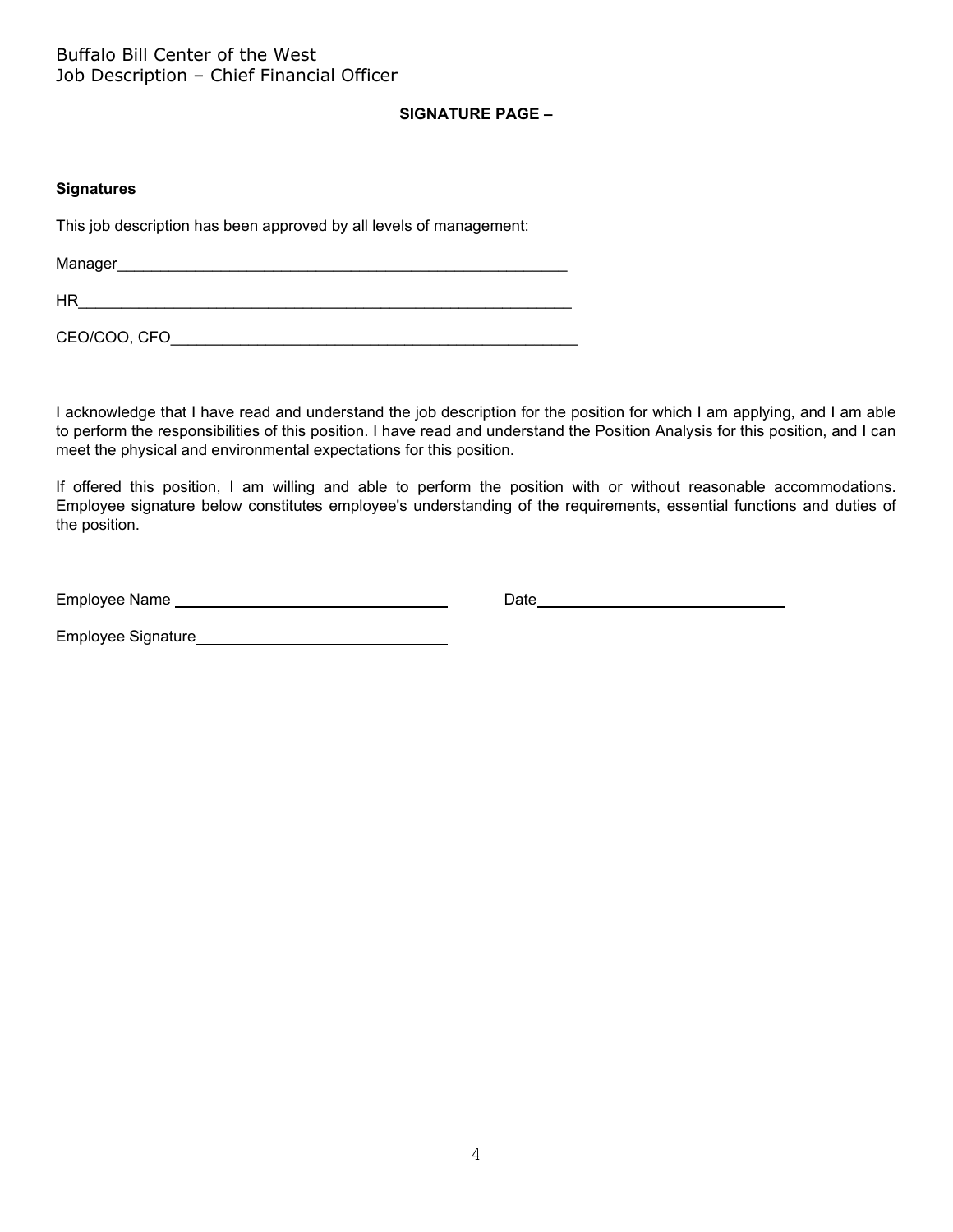**SIGNATURE PAGE –**

**Signatures**

This job description has been approved by all levels of management:

Manager\_\_\_\_\_\_\_\_\_\_\_\_\_\_\_\_\_\_\_\_\_\_\_\_\_\_\_\_\_\_\_\_\_\_\_\_\_\_\_\_\_\_\_\_\_\_\_\_\_\_\_\_

HR\_\_\_\_\_\_\_\_\_\_\_\_\_\_\_\_\_\_\_\_\_\_\_\_\_\_\_\_\_\_\_\_\_\_\_\_\_\_\_\_\_\_\_\_\_\_\_\_\_\_\_\_\_\_\_\_\_\_

CEO/COO, CFO\_\_\_\_\_\_\_\_\_\_\_\_\_\_\_\_\_\_\_\_\_\_\_\_\_\_\_\_\_\_\_\_\_\_\_\_\_\_\_\_\_\_\_\_\_\_\_\_

I acknowledge that I have read and understand the job description for the position for which I am applying, and I am able to perform the responsibilities of this position. I have read and understand the Position Analysis for this position, and I can meet the physical and environmental expectations for this position.

If offered this position, I am willing and able to perform the position with or without reasonable accommodations. Employee signature below constitutes employee's understanding of the requirements, essential functions and duties of the position.

Employee Name \_\_\_\_\_\_\_\_\_\_\_\_\_\_\_\_\_\_\_\_\_\_\_\_\_\_\_\_\_\_\_\_ Date\_\_\_\_\_\_\_\_\_\_\_\_\_\_\_\_\_\_\_\_\_\_\_\_\_\_\_\_\_\_

Employee Signature\_\_\_\_\_\_\_\_\_\_\_\_\_\_\_\_\_\_\_\_\_\_\_\_\_\_\_\_\_\_